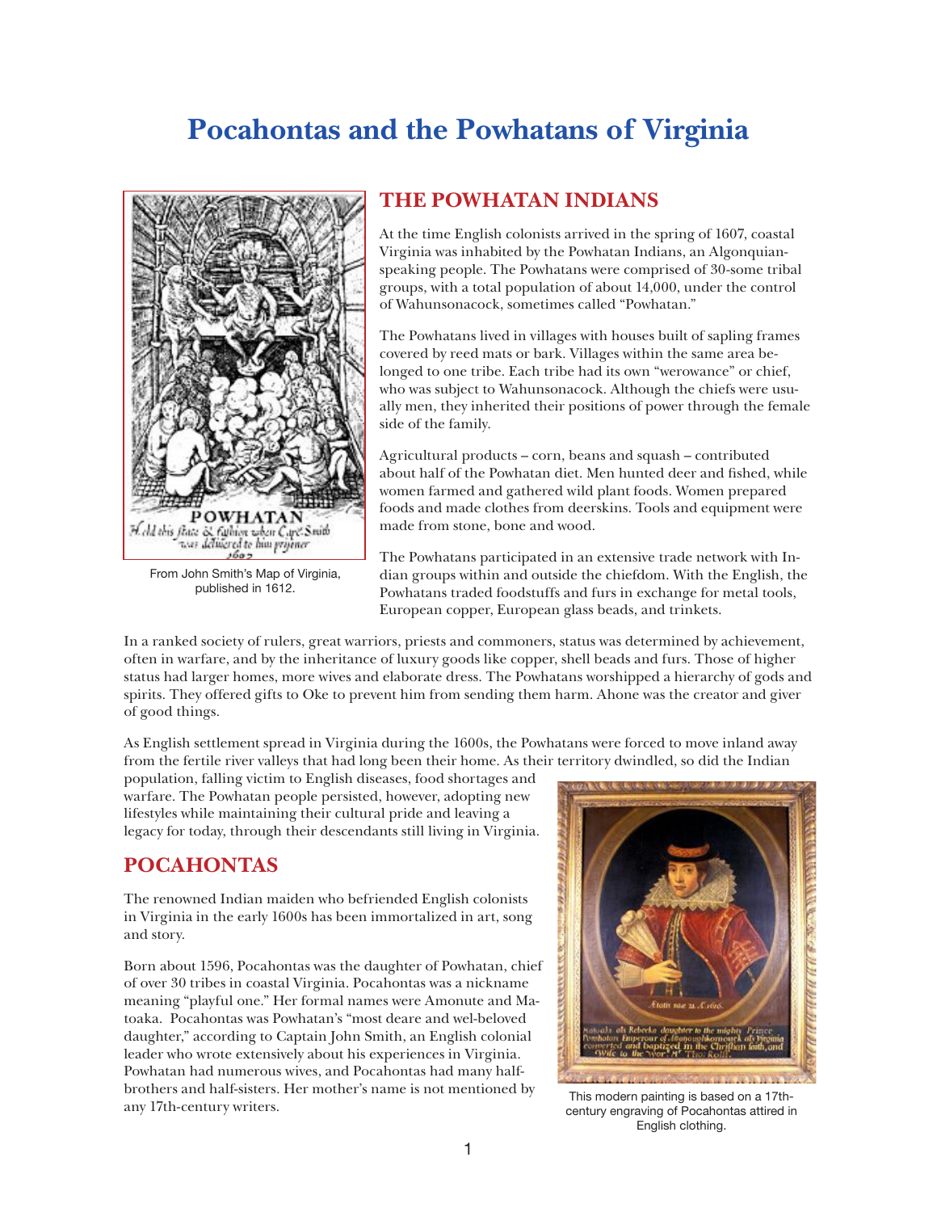# Pocahontas and the Powhatans of Virginia

From John Smith's Map of Virginia, published in 1612.

## THE POWHATAN INDIANS

At the time English colonists arrived in the spring of 1607, coastal Virginia was inhabited by the Powhatan Indians, an Algonquian-speaking people. The Powhatans were comprised of 30-some tribal groups, with a total population of about 14,000, under the control of Wahunsonacock, sometimes called "Powhatan."

The Powhatans lived in villages with houses built of sapling frames covered by reed mats or bark. Villages within the same area belonged to one tribe. Each tribe had its own "werowance" or chief, who was subject to Wahunsonacock. Although the chiefs were usually men, they inherited their positions of power through the female side of the family.

Agricultural products – corn, beans and squash – contributed about half of the Powhatan diet. Men hunted deer and fished, while women farmed and gathered wild plant foods. Women prepared foods and made clothes from deerskins. Tools and equipment were made from stone, bone and wood.

The Powhatans participated in an extensive trade network with Indian groups within and outside the chiefdom. With the English, the Powhatans traded foodstuffs and furs in exchange for metal tools, European copper, European glass beads, and trinkets.

In a ranked society of rulers, great warriors, priests and commoners, status was determined by achievement, often in warfare, and by the inheritance of luxury goods like copper, shell beads and furs. Those of higher status had larger homes, more wives and elaborate dress. The Powhatans worshipped a hierarchy of gods and spirits. They offered gifts to Oke to prevent him from sending them harm. Ahone was the creator and giver of good things.

As English settlement spread in Virginia during the 1600s, the Powhatans were forced to move inland away from the fertile river valleys that had long been their home. As their territory dwindled, so did the Indian population, falling victim to English diseases, food shortages and warfare. The Powhatan people persisted, however, adopting new lifestyles while maintaining their cultural pride and leaving a legacy for today, through their descendants still living in Virginia.

## POCAHONTAS

The renowned Indian maiden who befriended English colonists in Virginia in the early 1600s has been immortalized in art, song and story.

Born about 1596, Pocahontas was the daughter of Powhatan, chief of over 30 tribes in coastal Virginia. Pocahontas was a nickname meaning "playful one." Her formal names were Amonute and Matoaka. Pocahontas was Powhatan's "most deare and wel-beloved daughter," according to Captain John Smith, an English colonial leader who wrote extensively about his experiences in Virginia. Powhatan had numerous wives, and Pocahontas had many half-brothers and half-sisters. Her mother's name is not mentioned by any 17th-century writers.

This modern painting is based on a 17th-century engraving of Pocahontas attired in English clothing.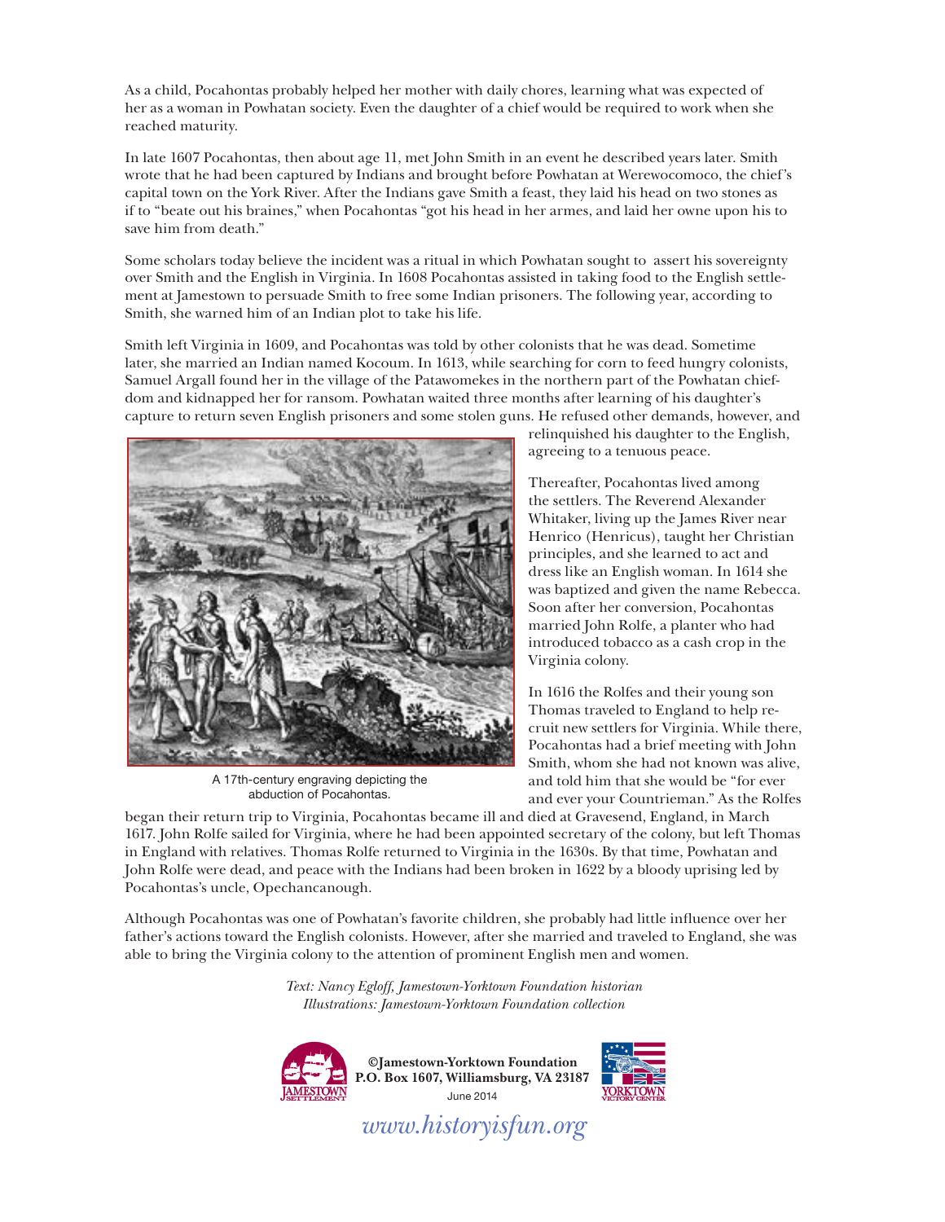As a child, Pocahontas probably helped her mother with daily chores, learning what was expected of her as a woman in Powhatan society. Even the daughter of a chief would be required to work when she reached maturity.

In late 1607 Pocahontas, then about age 11, met John Smith in an event he described years later. Smith wrote that he had been captured by Indians and brought before Powhatan at Werewocomoco, the chief's capital town on the York River. After the Indians gave Smith a feast, they laid his head on two stones as if to "beate out his braines," when Pocahontas "got his head in her armes, and laid her owne upon his to save him from death."

Some scholars today believe the incident was a ritual in which Powhatan sought to assert his sovereignty over Smith and the English in Virginia. In 1608 Pocahontas assisted in taking food to the English settlement at Jamestown to persuade Smith to free some Indian prisoners. The following year, according to Smith, she warned him of an Indian plot to take his life.

Smith left Virginia in 1609, and Pocahontas was told by other colonists that he was dead. Sometime later, she married an Indian named Kocoum. In 1613, while searching for corn to feed hungry colonists, Samuel Argall found her in the village of the Patawomekes in the northern part of the Powhatan chiefdom and kidnapped her for ransom. Powhatan waited three months after learning of his daughter's capture to return seven English prisoners and some stolen guns. He refused other demands, however, and relinquished his daughter to the English, agreeing to a tenuous peace.

A 17th-century engraving depicting the abduction of Pocahontas.

Thereafter, Pocahontas lived among the settlers. The Reverend Alexander Whitaker, living up the James River near Henrico (Henricus), taught her Christian principles, and she learned to act and dress like an English woman. In 1614 she was baptized and given the name Rebecca. Soon after her conversion, Pocahontas married John Rolfe, a planter who had introduced tobacco as a cash crop in the Virginia colony.

In 1616 the Rolfes and their young son Thomas traveled to England to help recruit new settlers for Virginia. While there, Pocahontas had a brief meeting with John Smith, whom she had not known was alive, and told him that she would be "for ever and ever your Countrieman." As the Rolfes began their return trip to Virginia, Pocahontas became ill and died at Gravesend, England, in March 1617. John Rolfe sailed for Virginia, where he had been appointed secretary of the colony, but left Thomas in England with relatives. Thomas Rolfe returned to Virginia in the 1630s. By that time, Powhatan and John Rolfe were dead, and peace with the Indians had been broken in 1622 by a bloody uprising led by Pocahontas's uncle, Opechancanough.

Although Pocahontas was one of Powhatan's favorite children, she probably had little influence over her father's actions toward the English colonists. However, after she married and traveled to England, she was able to bring the Virginia colony to the attention of prominent English men and women.

*Text: Nancy Egloff, Jamestown-Yorktown Foundation historian*
*Illustrations: Jamestown-Yorktown Foundation collection*

**©Jamestown-Yorktown Foundation**
**P.O. Box 1607, Williamsburg, VA 23187**
June 2014

JAMESTOWN SETTLEMENT

YORKTOWN VICTORY CENTER

*www.historyisfun.org*